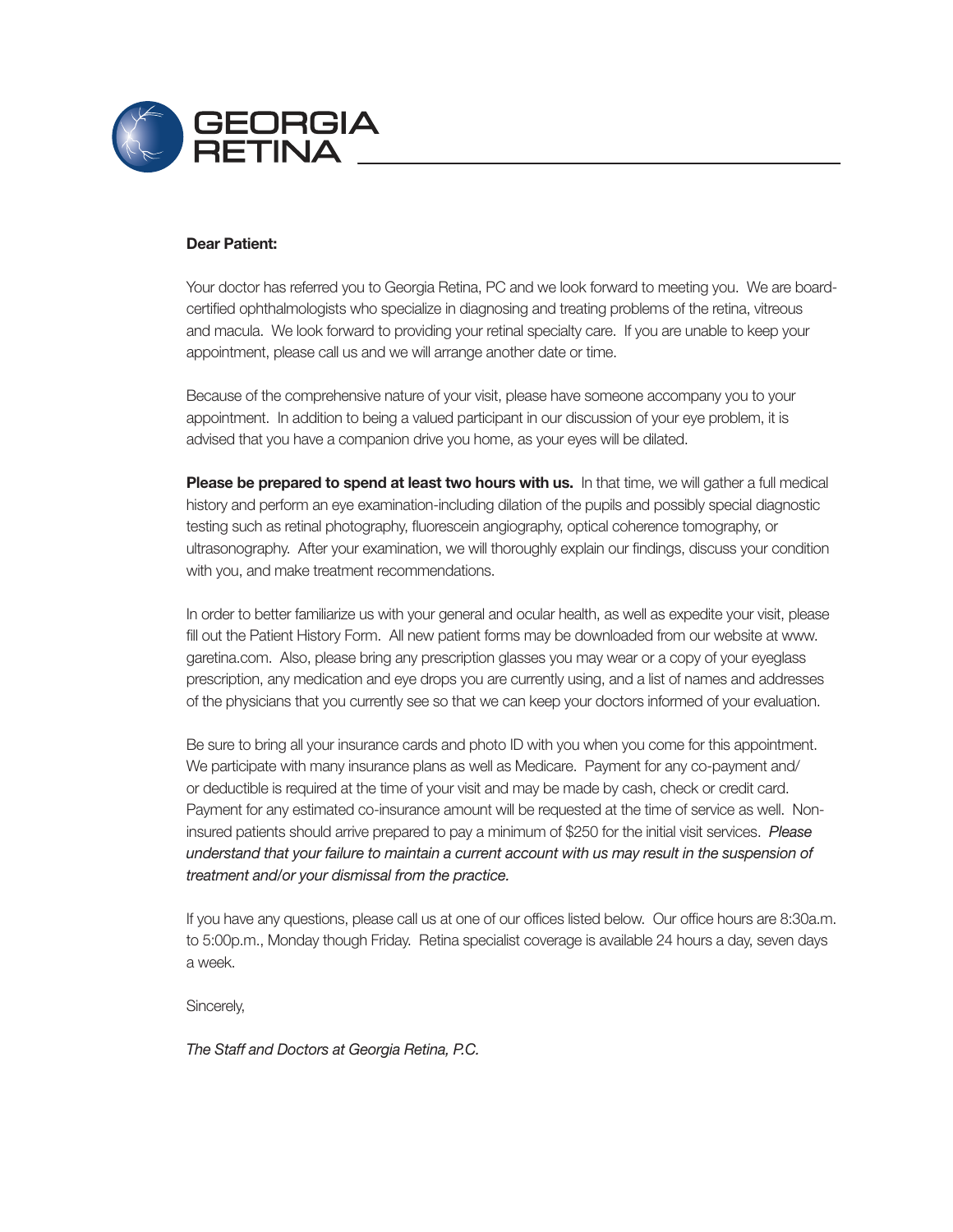# GEORGIA RETINA

**Dear Patient:**

Your doctor has referred you to Georgia Retina, PC and we look forward to meeting you. We are board-certified ophthalmologists who specialize in diagnosing and treating problems of the retina, vitreous and macula. We look forward to providing your retinal specialty care. If you are unable to keep your appointment, please call us and we will arrange another date or time.

Because of the comprehensive nature of your visit, please have someone accompany you to your appointment. In addition to being a valued participant in our discussion of your eye problem, it is advised that you have a companion drive you home, as your eyes will be dilated.

**Please be prepared to spend at least two hours with us.** In that time, we will gather a full medical history and perform an eye examination-including dilation of the pupils and possibly special diagnostic testing such as retinal photography, fluorescein angiography, optical coherence tomography, or ultrasonography. After your examination, we will thoroughly explain our findings, discuss your condition with you, and make treatment recommendations.

In order to better familiarize us with your general and ocular health, as well as expedite your visit, please fill out the Patient History Form. All new patient forms may be downloaded from our website at www.garetina.com. Also, please bring any prescription glasses you may wear or a copy of your eyeglass prescription, any medication and eye drops you are currently using, and a list of names and addresses of the physicians that you currently see so that we can keep your doctors informed of your evaluation.

Be sure to bring all your insurance cards and photo ID with you when you come for this appointment. We participate with many insurance plans as well as Medicare. Payment for any co-payment and/or deductible is required at the time of your visit and may be made by cash, check or credit card. Payment for any estimated co-insurance amount will be requested at the time of service as well. Non-insured patients should arrive prepared to pay a minimum of $250 for the initial visit services. *Please understand that your failure to maintain a current account with us may result in the suspension of treatment and/or your dismissal from the practice.*

If you have any questions, please call us at one of our offices listed below. Our office hours are 8:30a.m. to 5:00p.m., Monday though Friday. Retina specialist coverage is available 24 hours a day, seven days a week.

Sincerely,

*The Staff and Doctors at Georgia Retina, P.C.*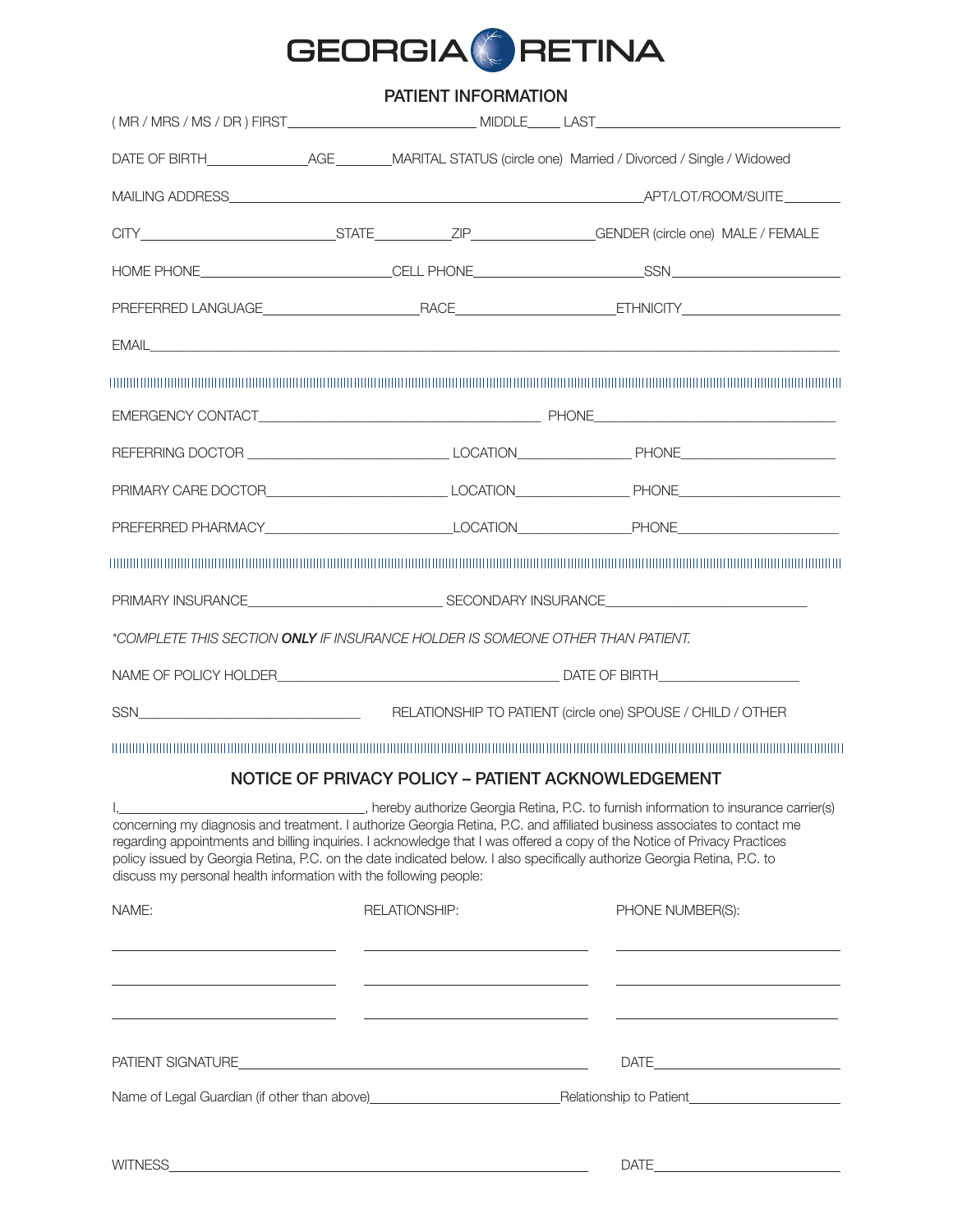# GEORGIA RETINA

## PATIENT INFORMATION

( MR / MRS / MS / DR ) FIRST_________________________ MIDDLE_____ LAST_________________________

DATE OF BIRTH______________ AGE________ MARITAL STATUS (circle one) Married / Divorced / Single / Widowed

MAILING ADDRESS_________________________________________________ APT/LOT/ROOM/SUITE________

CITY_________________________ STATE__________ ZIP________________ GENDER (circle one) MALE / FEMALE

HOME PHONE_________________________ CELL PHONE______________________ SSN______________________

PREFERRED LANGUAGE_____________________ RACE_____________________ ETHNICITY_____________________

EMAIL_________________________________________________________________________________

---

EMERGENCY CONTACT_________________________________________ PHONE_________________________________

REFERRING DOCTOR ___________________________ LOCATION________________ PHONE_____________________

PRIMARY CARE DOCTOR_________________________ LOCATION________________ PHONE_____________________

PREFERRED PHARMACY__________________________ LOCATION________________ PHONE_____________________

---

PRIMARY INSURANCE__________________________ SECONDARY INSURANCE__________________________

*\*COMPLETE THIS SECTION **ONLY** IF INSURANCE HOLDER IS SOMEONE OTHER THAN PATIENT.*

NAME OF POLICY HOLDER_______________________________________ DATE OF BIRTH____________________

SSN_______________________________ RELATIONSHIP TO PATIENT (circle one) SPOUSE / CHILD / OTHER

---

## NOTICE OF PRIVACY POLICY – PATIENT ACKNOWLEDGEMENT

I,_________________________________, hereby authorize Georgia Retina, P.C. to furnish information to insurance carrier(s) concerning my diagnosis and treatment. I authorize Georgia Retina, P.C. and affiliated business associates to contact me regarding appointments and billing inquiries. I acknowledge that I was offered a copy of the Notice of Privacy Practices policy issued by Georgia Retina, P.C. on the date indicated below. I also specifically authorize Georgia Retina, P.C. to discuss my personal health information with the following people:

| NAME: | RELATIONSHIP: | PHONE NUMBER(S): |
|---|---|---|
| | | |
| | | |
| | | |

PATIENT SIGNATURE_________________________________________________ DATE__________________________

Name of Legal Guardian (if other than above)___________________________ Relationship to Patient_____________________

WITNESS_________________________________________________________ DATE__________________________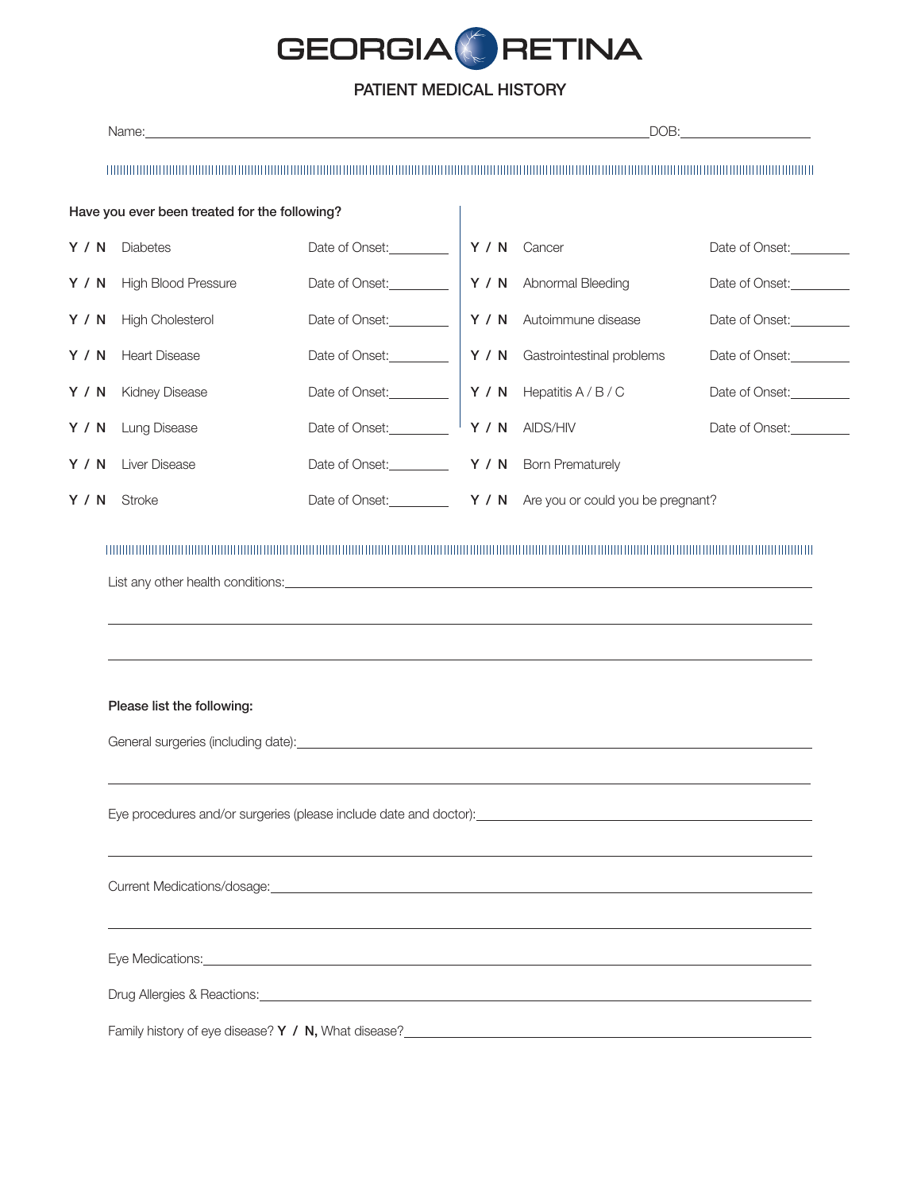# GEORGIA RETINA

## PATIENT MEDICAL HISTORY

Name:\_\_\_\_\_\_\_\_\_\_\_\_\_\_\_\_\_\_\_\_\_\_\_\_\_\_\_\_\_\_\_\_\_\_\_\_\_\_\_\_\_\_\_\_\_\_\_\_ DOB:\_\_\_\_\_\_\_\_\_\_\_\_\_\_\_\_

**Have you ever been treated for the following?**

| | | | | | |
|---|---|---|---|---|---|
| **Y / N** | Diabetes | Date of Onset:\_\_\_\_\_\_\_\_ | **Y / N** | Cancer | Date of Onset:\_\_\_\_\_\_\_\_ |
| **Y / N** | High Blood Pressure | Date of Onset:\_\_\_\_\_\_\_\_ | **Y / N** | Abnormal Bleeding | Date of Onset:\_\_\_\_\_\_\_\_ |
| **Y / N** | High Cholesterol | Date of Onset:\_\_\_\_\_\_\_\_ | **Y / N** | Autoimmune disease | Date of Onset:\_\_\_\_\_\_\_\_ |
| **Y / N** | Heart Disease | Date of Onset:\_\_\_\_\_\_\_\_ | **Y / N** | Gastrointestinal problems | Date of Onset:\_\_\_\_\_\_\_\_ |
| **Y / N** | Kidney Disease | Date of Onset:\_\_\_\_\_\_\_\_ | **Y / N** | Hepatitis A / B / C | Date of Onset:\_\_\_\_\_\_\_\_ |
| **Y / N** | Lung Disease | Date of Onset:\_\_\_\_\_\_\_\_ | **Y / N** | AIDS/HIV | Date of Onset:\_\_\_\_\_\_\_\_ |
| **Y / N** | Liver Disease | Date of Onset:\_\_\_\_\_\_\_\_ | **Y / N** | Born Prematurely | |
| **Y / N** | Stroke | Date of Onset:\_\_\_\_\_\_\_\_ | **Y / N** | Are you or could you be pregnant? | |

List any other health conditions:\_\_\_\_\_\_\_\_\_\_\_\_\_\_\_\_\_\_\_\_\_\_\_\_\_\_\_\_\_\_\_\_\_\_\_\_\_\_\_\_\_\_\_\_

\_\_\_\_\_\_\_\_\_\_\_\_\_\_\_\_\_\_\_\_\_\_\_\_\_\_\_\_\_\_\_\_\_\_\_\_\_\_\_\_\_\_\_\_\_\_\_\_\_\_\_\_\_\_\_\_\_\_\_\_\_\_\_\_\_\_

\_\_\_\_\_\_\_\_\_\_\_\_\_\_\_\_\_\_\_\_\_\_\_\_\_\_\_\_\_\_\_\_\_\_\_\_\_\_\_\_\_\_\_\_\_\_\_\_\_\_\_\_\_\_\_\_\_\_\_\_\_\_\_\_\_\_

**Please list the following:**

General surgeries (including date):\_\_\_\_\_\_\_\_\_\_\_\_\_\_\_\_\_\_\_\_\_\_\_\_\_\_\_\_\_\_\_\_\_\_\_\_\_\_\_\_\_\_

\_\_\_\_\_\_\_\_\_\_\_\_\_\_\_\_\_\_\_\_\_\_\_\_\_\_\_\_\_\_\_\_\_\_\_\_\_\_\_\_\_\_\_\_\_\_\_\_\_\_\_\_\_\_\_\_\_\_\_\_\_\_\_\_\_\_

Eye procedures and/or surgeries (please include date and doctor):\_\_\_\_\_\_\_\_\_\_\_\_\_\_\_\_\_\_\_\_\_\_\_\_

\_\_\_\_\_\_\_\_\_\_\_\_\_\_\_\_\_\_\_\_\_\_\_\_\_\_\_\_\_\_\_\_\_\_\_\_\_\_\_\_\_\_\_\_\_\_\_\_\_\_\_\_\_\_\_\_\_\_\_\_\_\_\_\_\_\_

Current Medications/dosage:\_\_\_\_\_\_\_\_\_\_\_\_\_\_\_\_\_\_\_\_\_\_\_\_\_\_\_\_\_\_\_\_\_\_\_\_\_\_\_\_\_\_\_\_\_\_

\_\_\_\_\_\_\_\_\_\_\_\_\_\_\_\_\_\_\_\_\_\_\_\_\_\_\_\_\_\_\_\_\_\_\_\_\_\_\_\_\_\_\_\_\_\_\_\_\_\_\_\_\_\_\_\_\_\_\_\_\_\_\_\_\_\_

Eye Medications:\_\_\_\_\_\_\_\_\_\_\_\_\_\_\_\_\_\_\_\_\_\_\_\_\_\_\_\_\_\_\_\_\_\_\_\_\_\_\_\_\_\_\_\_\_\_\_\_\_\_\_\_\_\_

Drug Allergies & Reactions:\_\_\_\_\_\_\_\_\_\_\_\_\_\_\_\_\_\_\_\_\_\_\_\_\_\_\_\_\_\_\_\_\_\_\_\_\_\_\_\_\_\_\_\_\_\_\_

Family history of eye disease? **Y / N,** What disease?\_\_\_\_\_\_\_\_\_\_\_\_\_\_\_\_\_\_\_\_\_\_\_\_\_\_\_\_\_\_\_\_\_\_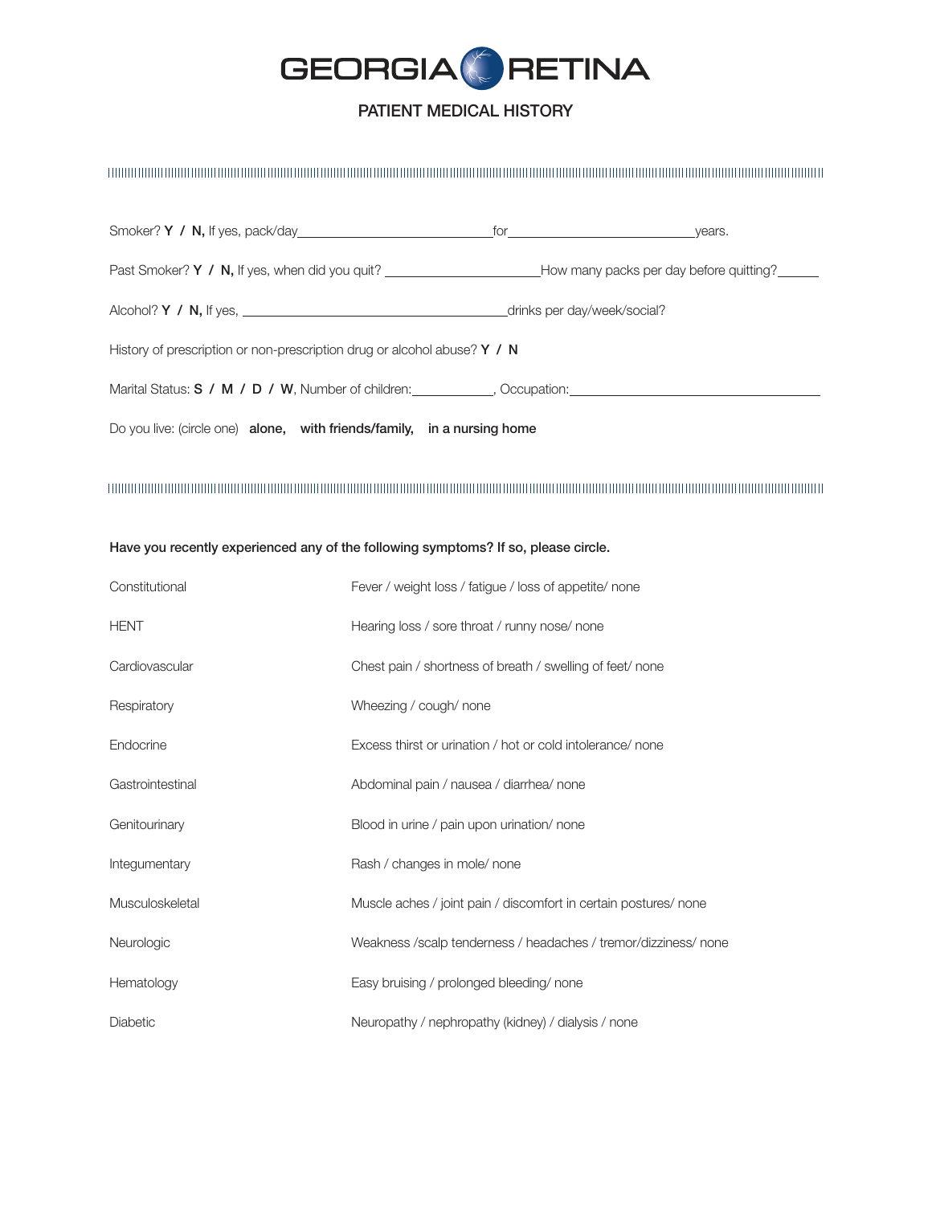# GEORGIA RETINA

## PATIENT MEDICAL HISTORY

---

Smoker? **Y / N,** If yes, pack/day\_\_\_\_\_\_\_\_\_\_\_\_\_\_\_\_\_\_\_\_\_\_\_\_\_\_for\_\_\_\_\_\_\_\_\_\_\_\_\_\_\_\_\_\_\_\_\_\_\_\_\_\_years.

Past Smoker? **Y / N,** If yes, when did you quit? \_\_\_\_\_\_\_\_\_\_\_\_\_\_\_\_\_\_\_\_\_\_How many packs per day before quitting?\_\_\_\_\_\_

Alcohol? **Y / N,** If yes, \_\_\_\_\_\_\_\_\_\_\_\_\_\_\_\_\_\_\_\_\_\_\_\_\_\_\_\_\_\_\_\_\_\_\_\_\_\_drinks per day/week/social?

History of prescription or non-prescription drug or alcohol abuse? **Y / N**

Marital Status: **S / M / D / W**, Number of children:\_\_\_\_\_\_\_\_\_\_\_\_, Occupation:\_\_\_\_\_\_\_\_\_\_\_\_\_\_\_\_\_\_\_\_\_\_\_\_\_\_\_\_\_\_\_\_\_\_\_\_\_\_

Do you live: (circle one) **alone, with friends/family, in a nursing home**

---

**Have you recently experienced any of the following symptoms? If so, please circle.**

| | |
|---|---|
| Constitutional | Fever / weight loss / fatigue / loss of appetite/ none |
| HENT | Hearing loss / sore throat / runny nose/ none |
| Cardiovascular | Chest pain / shortness of breath / swelling of feet/ none |
| Respiratory | Wheezing / cough/ none |
| Endocrine | Excess thirst or urination / hot or cold intolerance/ none |
| Gastrointestinal | Abdominal pain / nausea / diarrhea/ none |
| Genitourinary | Blood in urine / pain upon urination/ none |
| Integumentary | Rash / changes in mole/ none |
| Musculoskeletal | Muscle aches / joint pain / discomfort in certain postures/ none |
| Neurologic | Weakness /scalp tenderness / headaches / tremor/dizziness/ none |
| Hematology | Easy bruising / prolonged bleeding/ none |
| Diabetic | Neuropathy / nephropathy (kidney) / dialysis / none |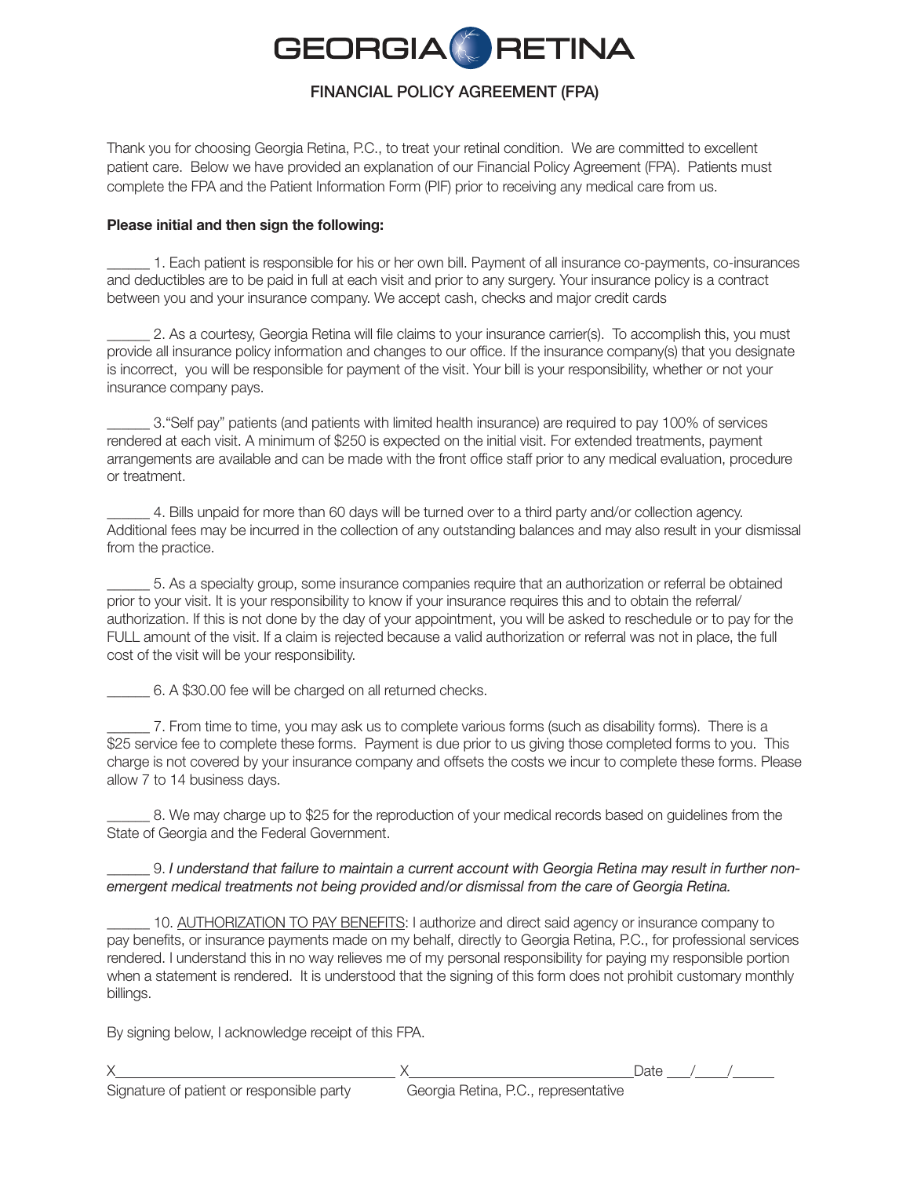# GEORGIA RETINA

## FINANCIAL POLICY AGREEMENT (FPA)

Thank you for choosing Georgia Retina, P.C., to treat your retinal condition. We are committed to excellent patient care. Below we have provided an explanation of our Financial Policy Agreement (FPA). Patients must complete the FPA and the Patient Information Form (PIF) prior to receiving any medical care from us.

**Please initial and then sign the following:**

______ 1. Each patient is responsible for his or her own bill. Payment of all insurance co-payments, co-insurances and deductibles are to be paid in full at each visit and prior to any surgery. Your insurance policy is a contract between you and your insurance company. We accept cash, checks and major credit cards

______ 2. As a courtesy, Georgia Retina will file claims to your insurance carrier(s). To accomplish this, you must provide all insurance policy information and changes to our office. If the insurance company(s) that you designate is incorrect, you will be responsible for payment of the visit. Your bill is your responsibility, whether or not your insurance company pays.

______ 3."Self pay" patients (and patients with limited health insurance) are required to pay 100% of services rendered at each visit. A minimum of $250 is expected on the initial visit. For extended treatments, payment arrangements are available and can be made with the front office staff prior to any medical evaluation, procedure or treatment.

______ 4. Bills unpaid for more than 60 days will be turned over to a third party and/or collection agency. Additional fees may be incurred in the collection of any outstanding balances and may also result in your dismissal from the practice.

______ 5. As a specialty group, some insurance companies require that an authorization or referral be obtained prior to your visit. It is your responsibility to know if your insurance requires this and to obtain the referral/ authorization. If this is not done by the day of your appointment, you will be asked to reschedule or to pay for the FULL amount of the visit. If a claim is rejected because a valid authorization or referral was not in place, the full cost of the visit will be your responsibility.

______ 6. A $30.00 fee will be charged on all returned checks.

______ 7. From time to time, you may ask us to complete various forms (such as disability forms). There is a $25 service fee to complete these forms. Payment is due prior to us giving those completed forms to you. This charge is not covered by your insurance company and offsets the costs we incur to complete these forms. Please allow 7 to 14 business days.

______ 8. We may charge up to $25 for the reproduction of your medical records based on guidelines from the State of Georgia and the Federal Government.

______ 9. *I understand that failure to maintain a current account with Georgia Retina may result in further non-emergent medical treatments not being provided and/or dismissal from the care of Georgia Retina.*

______ 10. <u>AUTHORIZATION TO PAY BENEFITS</u>: I authorize and direct said agency or insurance company to pay benefits, or insurance payments made on my behalf, directly to Georgia Retina, P.C., for professional services rendered. I understand this in no way relieves me of my personal responsibility for paying my responsible portion when a statement is rendered. It is understood that the signing of this form does not prohibit customary monthly billings.

By signing below, I acknowledge receipt of this FPA.

X____________________________________ X_____________________________ Date ___/____/_____

Signature of patient or responsible party Georgia Retina, P.C., representative